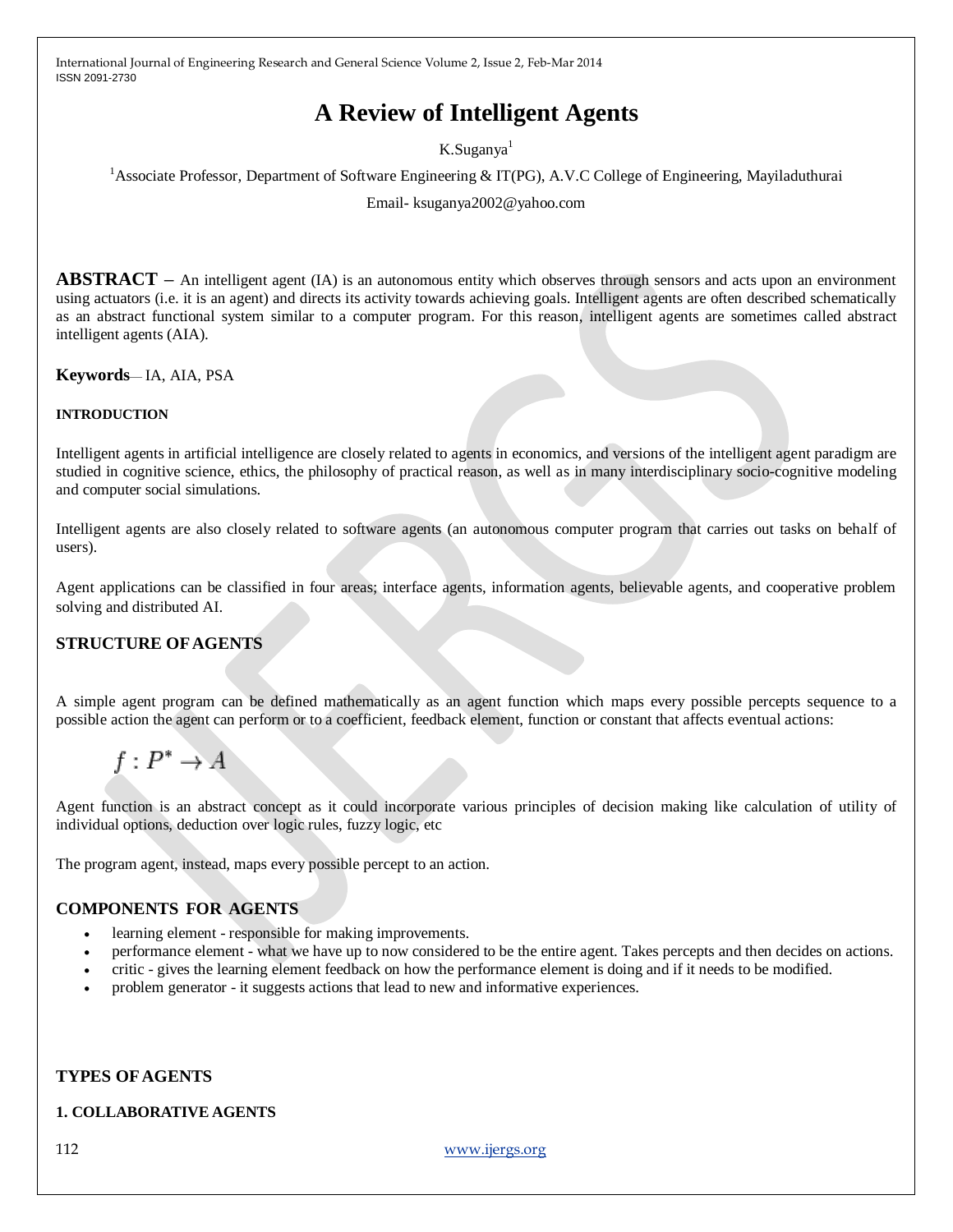# A Review of Intelligent Agents

K.Suganya[1]

[1]Associate Professor, Department of Software Engineering & IT(PG), A.V.C College of Engineering, Mayiladuthurai

Email- ksuganya2002@yahoo.com

**ABSTRACT** – An intelligent agent (IA) is an autonomous entity which observes through sensors and acts upon an environment using actuators (i.e. it is an agent) and directs its activity towards achieving goals. Intelligent agents are often described schematically as an abstract functional system similar to a computer program. For this reason, intelligent agents are sometimes called abstract intelligent agents (AIA).

**Keywords**— IA, AIA, PSA

#### INTRODUCTION

Intelligent agents in artificial intelligence are closely related to agents in economics, and versions of the intelligent agent paradigm are studied in cognitive science, ethics, the philosophy of practical reason, as well as in many interdisciplinary socio-cognitive modeling and computer social simulations.

Intelligent agents are also closely related to software agents (an autonomous computer program that carries out tasks on behalf of users).

Agent applications can be classified in four areas; interface agents, information agents, believable agents, and cooperative problem solving and distributed AI.

## STRUCTURE OF AGENTS

A simple agent program can be defined mathematically as an agent function which maps every possible percepts sequence to a possible action the agent can perform or to a coefficient, feedback element, function or constant that affects eventual actions:

$$f : P^* \rightarrow A$$

Agent function is an abstract concept as it could incorporate various principles of decision making like calculation of utility of individual options, deduction over logic rules, fuzzy logic, etc

The program agent, instead, maps every possible percept to an action.

## COMPONENTS FOR AGENTS

- learning element - responsible for making improvements.
- performance element - what we have up to now considered to be the entire agent. Takes percepts and then decides on actions.
- critic - gives the learning element feedback on how the performance element is doing and if it needs to be modified.
- problem generator - it suggests actions that lead to new and informative experiences.

## TYPES OF AGENTS

### 1. COLLABORATIVE AGENTS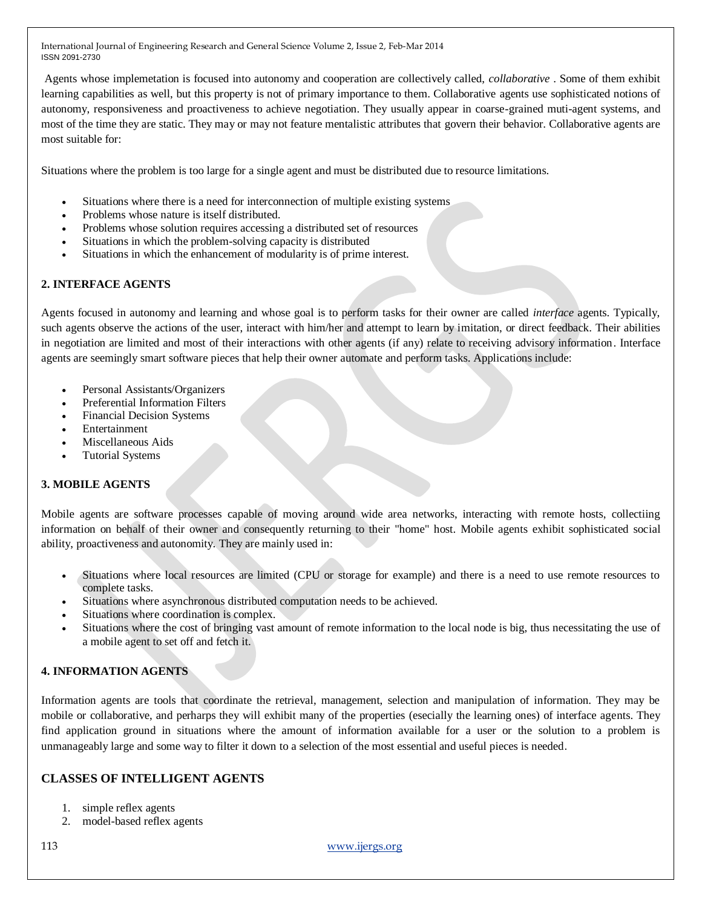Agents whose implemetation is focused into autonomy and cooperation are collectively called, *collaborative* . Some of them exhibit learning capabilities as well, but this property is not of primary importance to them. Collaborative agents use sophisticated notions of autonomy, responsiveness and proactiveness to achieve negotiation. They usually appear in coarse-grained muti-agent systems, and most of the time they are static. They may or may not feature mentalistic attributes that govern their behavior. Collaborative agents are most suitable for:

Situations where the problem is too large for a single agent and must be distributed due to resource limitations.

- Situations where there is a need for interconnection of multiple existing systems
- Problems whose nature is itself distributed.
- Problems whose solution requires accessing a distributed set of resources
- Situations in which the problem-solving capacity is distributed
- Situations in which the enhancement of modularity is of prime interest.

### 2. INTERFACE AGENTS

Agents focused in autonomy and learning and whose goal is to perform tasks for their owner are called *interface* agents. Typically, such agents observe the actions of the user, interact with him/her and attempt to learn by imitation, or direct feedback. Their abilities in negotiation are limited and most of their interactions with other agents (if any) relate to receiving advisory information. Interface agents are seemingly smart software pieces that help their owner automate and perform tasks. Applications include:

- Personal Assistants/Organizers
- Preferential Information Filters
- Financial Decision Systems
- Entertainment
- Miscellaneous Aids
- Tutorial Systems

### 3. MOBILE AGENTS

Mobile agents are software processes capable of moving around wide area networks, interacting with remote hosts, collectiing information on behalf of their owner and consequently returning to their "home" host. Mobile agents exhibit sophisticated social ability, proactiveness and autonomity. They are mainly used in:

- Situations where local resources are limited (CPU or storage for example) and there is a need to use remote resources to complete tasks.
- Situations where asynchronous distributed computation needs to be achieved.
- Situations where coordination is complex.
- Situations where the cost of bringing vast amount of remote information to the local node is big, thus necessitating the use of a mobile agent to set off and fetch it.

### 4. INFORMATION AGENTS

Information agents are tools that coordinate the retrieval, management, selection and manipulation of information. They may be mobile or collaborative, and perharps they will exhibit many of the properties (esecially the learning ones) of interface agents. They find application ground in situations where the amount of information available for a user or the solution to a problem is unmanageably large and some way to filter it down to a selection of the most essential and useful pieces is needed.

## CLASSES OF INTELLIGENT AGENTS

1. simple reflex agents
2. model-based reflex agents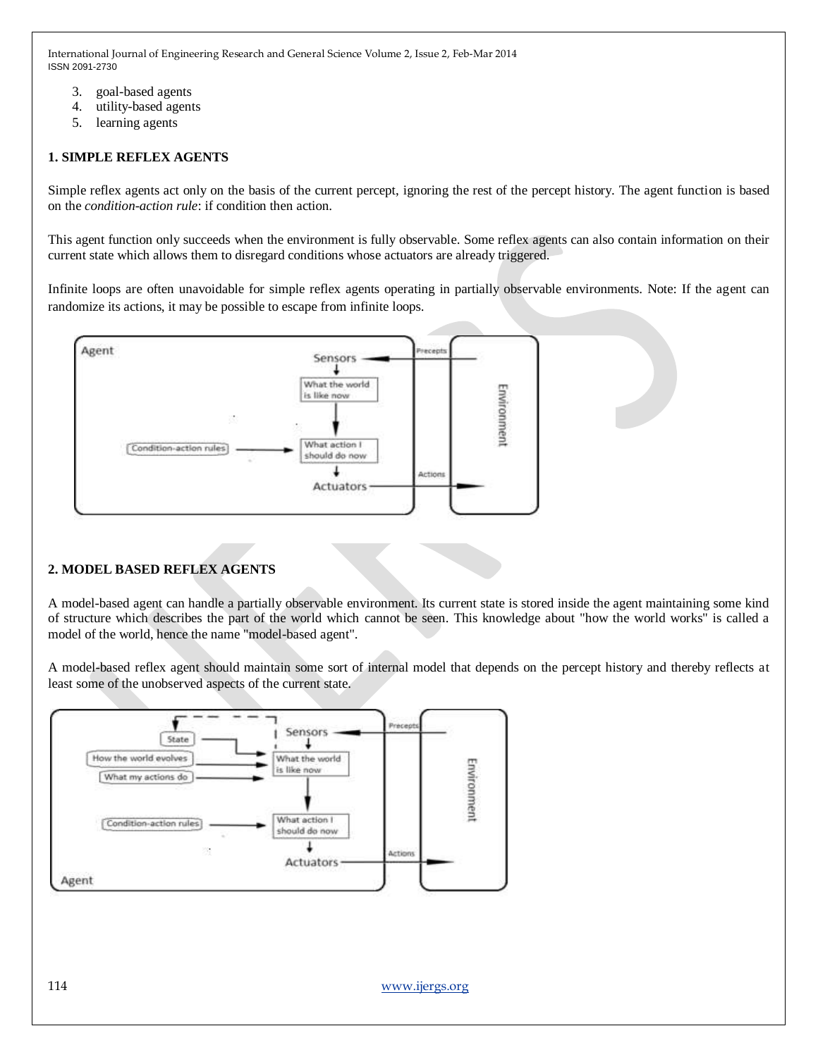3. goal-based agents
4. utility-based agents
5. learning agents

### 1. SIMPLE REFLEX AGENTS

Simple reflex agents act only on the basis of the current percept, ignoring the rest of the percept history. The agent function is based on the *condition-action rule*: if condition then action.

This agent function only succeeds when the environment is fully observable. Some reflex agents can also contain information on their current state which allows them to disregard conditions whose actuators are already triggered.

Infinite loops are often unavoidable for simple reflex agents operating in partially observable environments. Note: If the agent can randomize its actions, it may be possible to escape from infinite loops.

### 2. MODEL BASED REFLEX AGENTS

A model-based agent can handle a partially observable environment. Its current state is stored inside the agent maintaining some kind of structure which describes the part of the world which cannot be seen. This knowledge about "how the world works" is called a model of the world, hence the name "model-based agent".

A model-based reflex agent should maintain some sort of internal model that depends on the percept history and thereby reflects at least some of the unobserved aspects of the current state.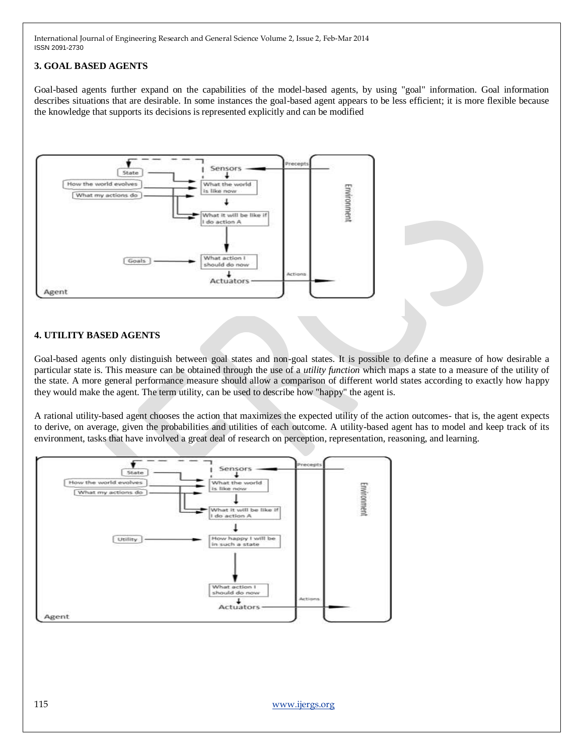## 3. GOAL BASED AGENTS

Goal-based agents further expand on the capabilities of the model-based agents, by using "goal" information. Goal information describes situations that are desirable. In some instances the goal-based agent appears to be less efficient; it is more flexible because the knowledge that supports its decisions is represented explicitly and can be modified

## 4. UTILITY BASED AGENTS

Goal-based agents only distinguish between goal states and non-goal states. It is possible to define a measure of how desirable a particular state is. This measure can be obtained through the use of a *utility function* which maps a state to a measure of the utility of the state. A more general performance measure should allow a comparison of different world states according to exactly how happy they would make the agent. The term utility, can be used to describe how "happy" the agent is.

A rational utility-based agent chooses the action that maximizes the expected utility of the action outcomes- that is, the agent expects to derive, on average, given the probabilities and utilities of each outcome. A utility-based agent has to model and keep track of its environment, tasks that have involved a great deal of research on perception, representation, reasoning, and learning.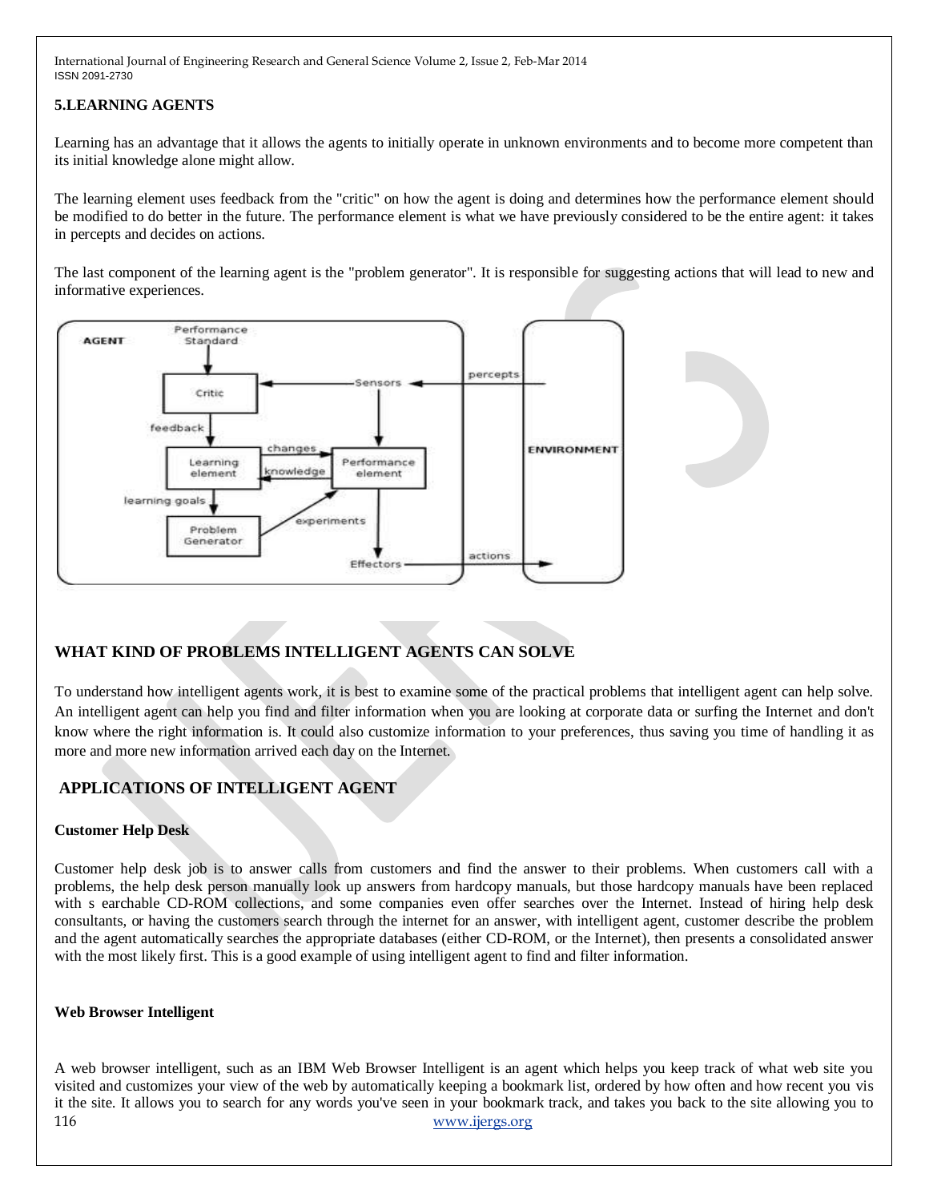### 5.LEARNING AGENTS

Learning has an advantage that it allows the agents to initially operate in unknown environments and to become more competent than its initial knowledge alone might allow.

The learning element uses feedback from the "critic" on how the agent is doing and determines how the performance element should be modified to do better in the future. The performance element is what we have previously considered to be the entire agent: it takes in percepts and decides on actions.

The last component of the learning agent is the "problem generator". It is responsible for suggesting actions that will lead to new and informative experiences.

## WHAT KIND OF PROBLEMS INTELLIGENT AGENTS CAN SOLVE

To understand how intelligent agents work, it is best to examine some of the practical problems that intelligent agent can help solve. An intelligent agent can help you find and filter information when you are looking at corporate data or surfing the Internet and don't know where the right information is. It could also customize information to your preferences, thus saving you time of handling it as more and more new information arrived each day on the Internet.

## APPLICATIONS OF INTELLIGENT AGENT

### Customer Help Desk

Customer help desk job is to answer calls from customers and find the answer to their problems. When customers call with a problems, the help desk person manually look up answers from hardcopy manuals, but those hardcopy manuals have been replaced with s earchable CD-ROM collections, and some companies even offer searches over the Internet. Instead of hiring help desk consultants, or having the customers search through the internet for an answer, with intelligent agent, customer describe the problem and the agent automatically searches the appropriate databases (either CD-ROM, or the Internet), then presents a consolidated answer with the most likely first. This is a good example of using intelligent agent to find and filter information.

### Web Browser Intelligent

A web browser intelligent, such as an IBM Web Browser Intelligent is an agent which helps you keep track of what web site you visited and customizes your view of the web by automatically keeping a bookmark list, ordered by how often and how recent you vis it the site. It allows you to search for any words you've seen in your bookmark track, and takes you back to the site allowing you to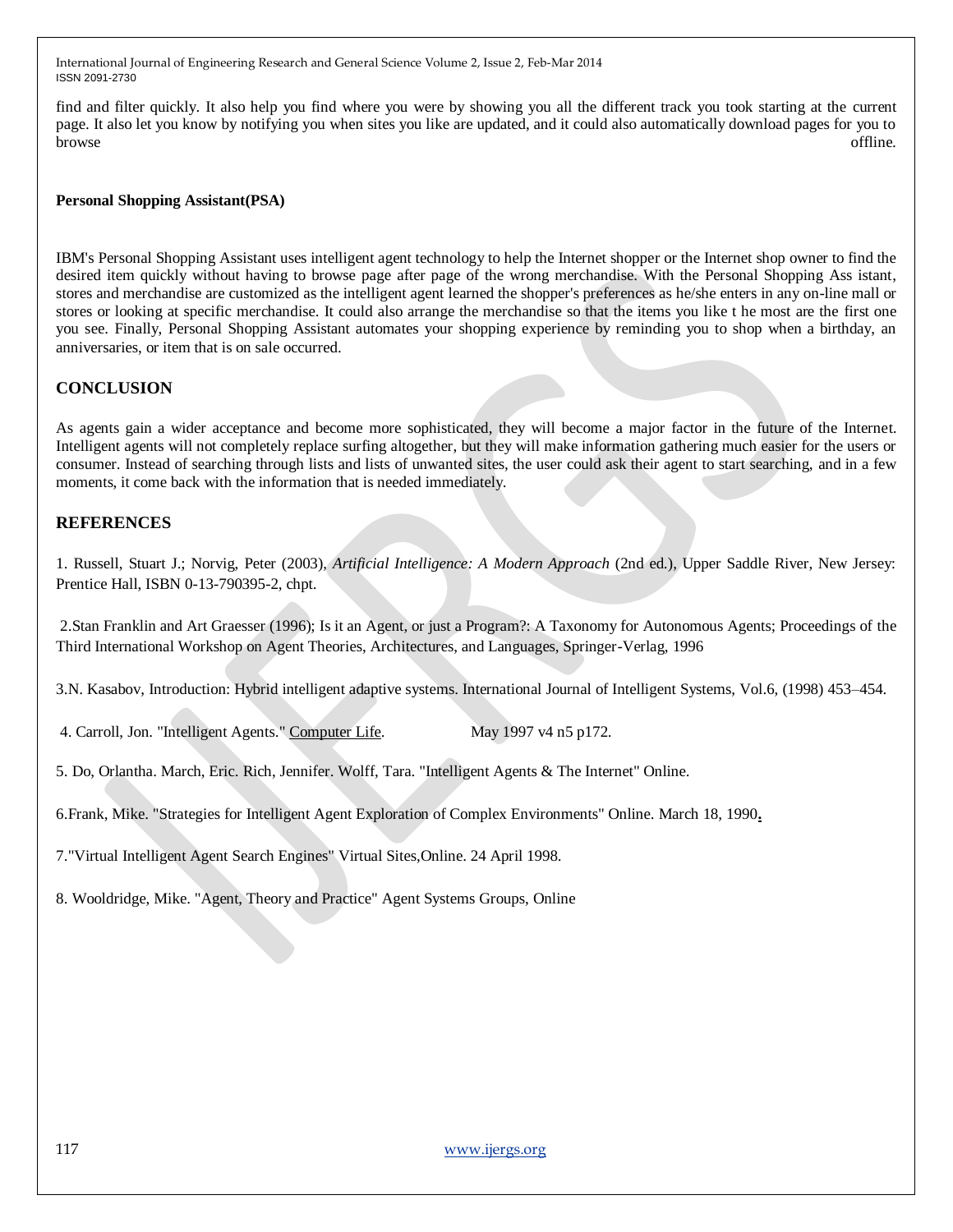find and filter quickly. It also help you find where you were by showing you all the different track you took starting at the current page. It also let you know by notifying you when sites you like are updated, and it could also automatically download pages for you to browse offline.

**Personal Shopping Assistant(PSA)**

IBM's Personal Shopping Assistant uses intelligent agent technology to help the Internet shopper or the Internet shop owner to find the desired item quickly without having to browse page after page of the wrong merchandise. With the Personal Shopping Ass istant, stores and merchandise are customized as the intelligent agent learned the shopper's preferences as he/she enters in any on-line mall or stores or looking at specific merchandise. It could also arrange the merchandise so that the items you like t he most are the first one you see. Finally, Personal Shopping Assistant automates your shopping experience by reminding you to shop when a birthday, an anniversaries, or item that is on sale occurred.

## CONCLUSION

As agents gain a wider acceptance and become more sophisticated, they will become a major factor in the future of the Internet. Intelligent agents will not completely replace surfing altogether, but they will make information gathering much easier for the users or consumer. Instead of searching through lists and lists of unwanted sites, the user could ask their agent to start searching, and in a few moments, it come back with the information that is needed immediately.

## REFERENCES

1. Russell, Stuart J.; Norvig, Peter (2003), *Artificial Intelligence: A Modern Approach* (2nd ed.), Upper Saddle River, New Jersey: Prentice Hall, ISBN 0-13-790395-2, chpt.

2.Stan Franklin and Art Graesser (1996); Is it an Agent, or just a Program?: A Taxonomy for Autonomous Agents; Proceedings of the Third International Workshop on Agent Theories, Architectures, and Languages, Springer-Verlag, 1996

3.N. Kasabov, Introduction: Hybrid intelligent adaptive systems. International Journal of Intelligent Systems, Vol.6, (1998) 453–454.

4. Carroll, Jon. "Intelligent Agents." Computer Life. May 1997 v4 n5 p172.

5. Do, Orlantha. March, Eric. Rich, Jennifer. Wolff, Tara. "Intelligent Agents & The Internet" Online.

6.Frank, Mike. "Strategies for Intelligent Agent Exploration of Complex Environments" Online. March 18, 1990.

7."Virtual Intelligent Agent Search Engines" Virtual Sites,Online. 24 April 1998.

8. Wooldridge, Mike. "Agent, Theory and Practice" Agent Systems Groups, Online